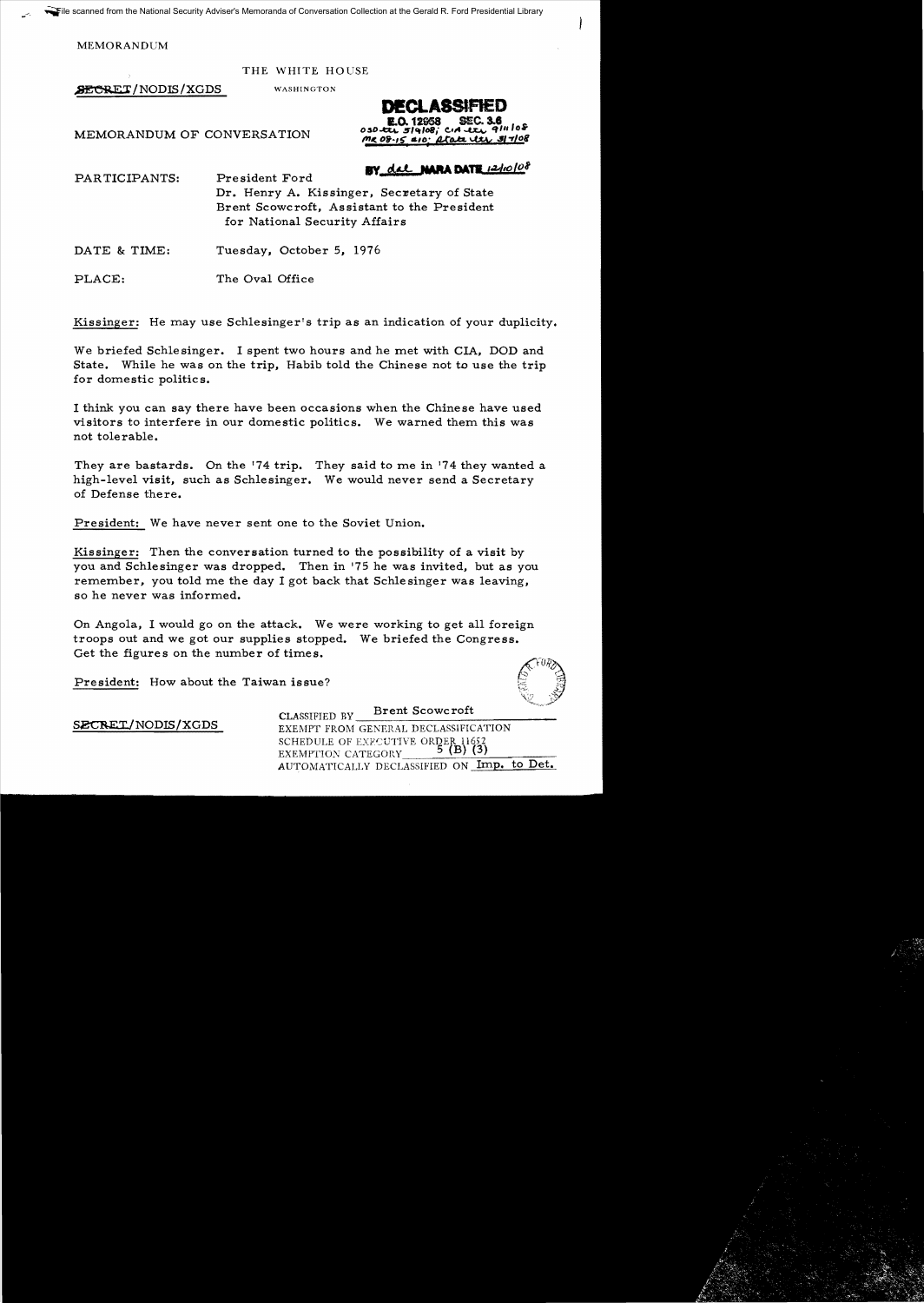File scanned from the National Security Adviser's Memoranda of Conversation Collection at the Gerald R. Ford Presidential Library

MEMORANDUM

THE WHITE HOUSE

WASHINGTON

SECRET/NODIS/XGDS

**DECLASSIFIED**
E.O. 12958 SEC. 3.6
OSD ltr 5/9/08; CIA ltr 9/11/08
MR 08-15 #10: State ltr 3/7/08
BY dal NARA DATE 12/10/08

MEMORANDUM OF CONVERSATION

PARTICIPANTS: President Ford
Dr. Henry A. Kissinger, Secretary of State
Brent Scowcroft, Assistant to the President for National Security Affairs

DATE & TIME: Tuesday, October 5, 1976

PLACE: The Oval Office

Kissinger: He may use Schlesinger's trip as an indication of your duplicity.

We briefed Schlesinger. I spent two hours and he met with CIA, DOD and State. While he was on the trip, Habib told the Chinese not to use the trip for domestic politics.

I think you can say there have been occasions when the Chinese have used visitors to interfere in our domestic politics. We warned them this was not tolerable.

They are bastards. On the '74 trip. They said to me in '74 they wanted a high-level visit, such as Schlesinger. We would never send a Secretary of Defense there.

President: We have never sent one to the Soviet Union.

Kissinger: Then the conversation turned to the possibility of a visit by you and Schlesinger was dropped. Then in '75 he was invited, but as you remember, you told me the day I got back that Schlesinger was leaving, so he never was informed.

On Angola, I would go on the attack. We were working to get all foreign troops out and we got our supplies stopped. We briefed the Congress. Get the figures on the number of times.

President: How about the Taiwan issue?

SECRET/NODIS/XGDS

CLASSIFIED BY Brent Scowcroft
EXEMPT FROM GENERAL DECLASSIFICATION SCHEDULE OF EXECUTIVE ORDER 11652
EXEMPTION CATEGORY 5 (B) (3)
AUTOMATICALLY DECLASSIFIED ON Imp. to Det.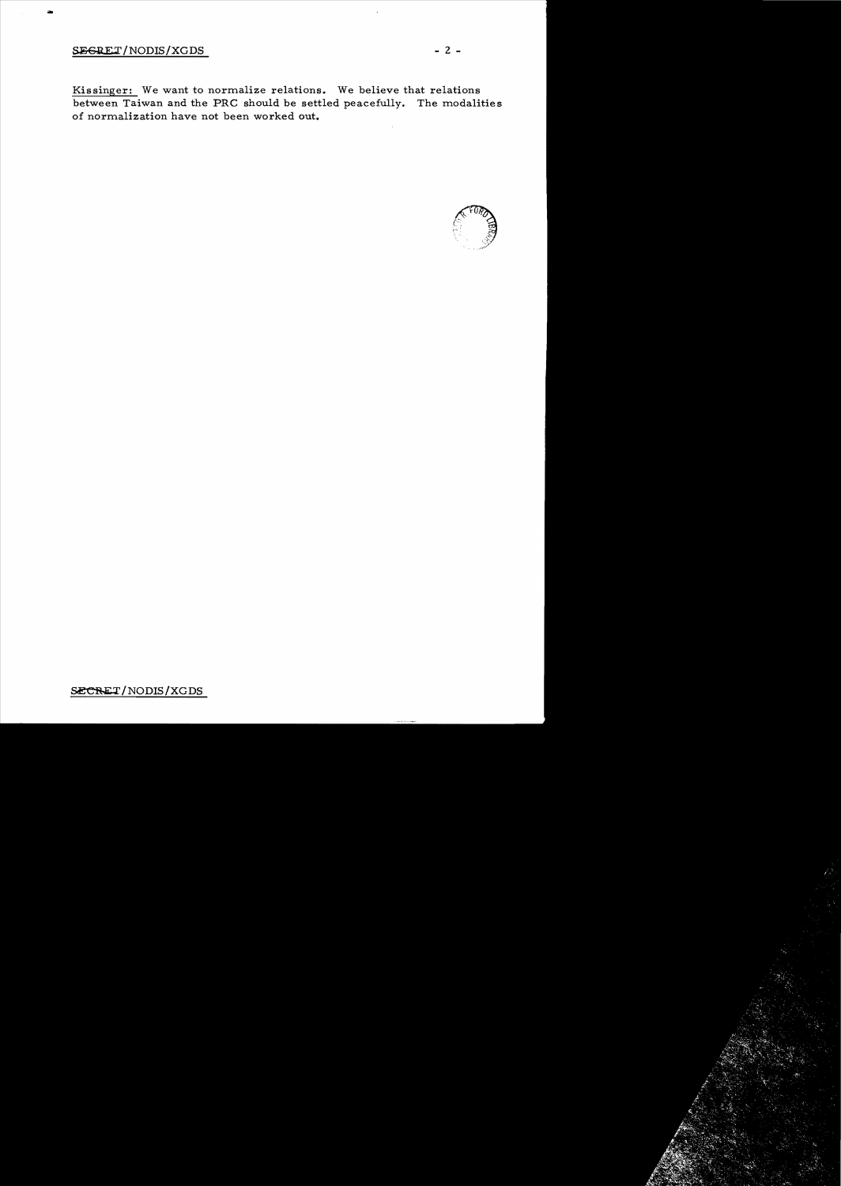Kissinger: We want to normalize relations. We believe that relations between Taiwan and the PRC should be settled peacefully. The modalities of normalization have not been worked out.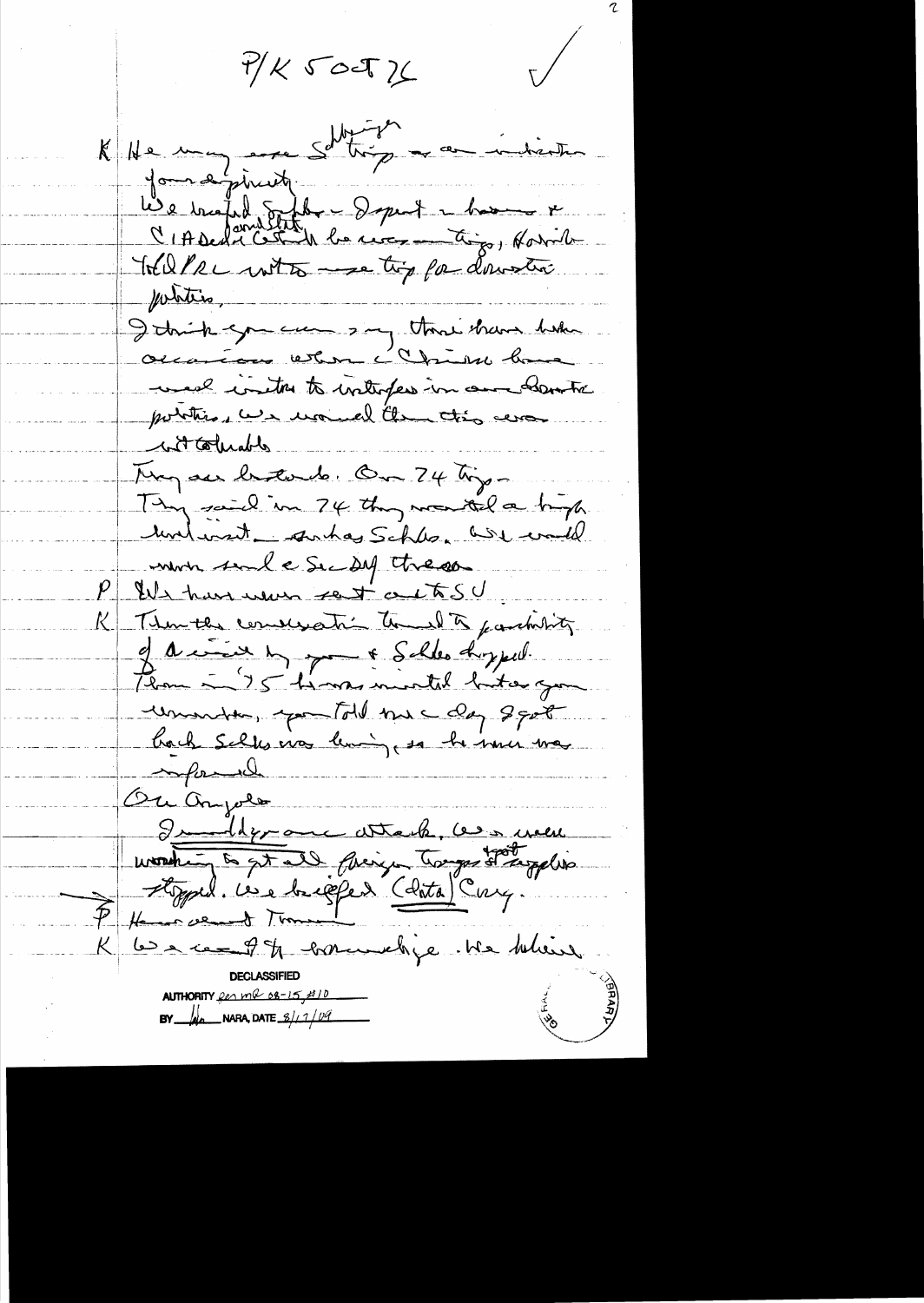P/K 5 Oct 76

K  He may ever slightingly [?] — an indication of our disparity.
We briefed Schlesinger — Dept — he was in CIA & Defense, [?] [?] & [?] [?] his recent trip, [?] told PRC not to use trip for domestic politics.
I think you can say there have been occasions when Chinese have used visitors to interfere in our domestic politics. We warned them this was intolerable.
They are bastards. On 74 trip — They said in 74 they wanted a high level visit — such as Schles. We would never send a SecDef there.

P  We have never sent a TSU.

K  Then the conversation turned to possibility of a visit by you & Schles dropped. Then in 75 he was invited but you remember, you told me a day I got back Schles was leaving, so he never was informed.

On Angola
Immediately on attack, we were working to get all foreign troops & supplies stopped. We briefed (data) Cong.

P  How about Tunney

K  We used the knowledge. We believe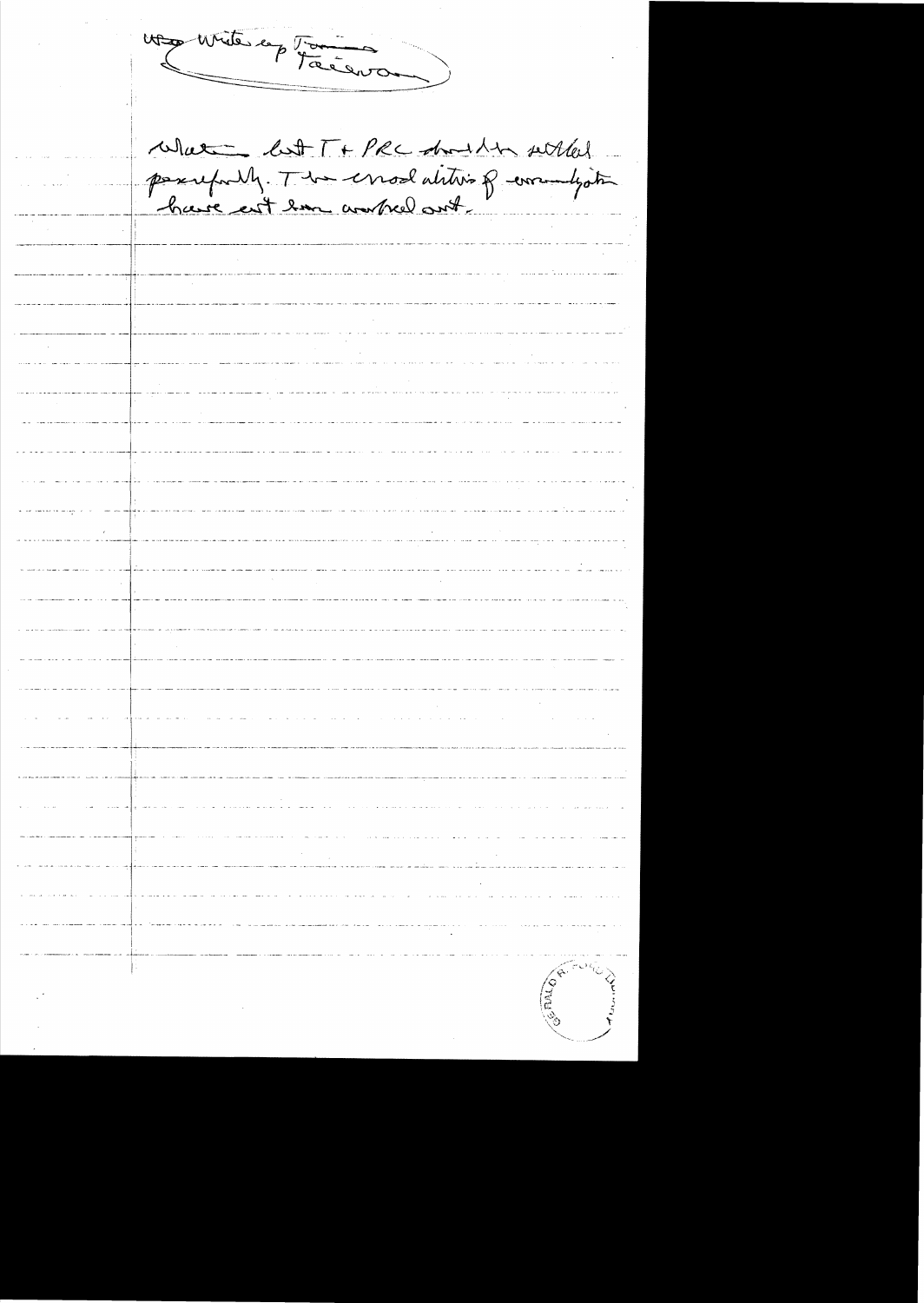Wrap up Taiwan

What is best T + PRC should be settled peacefully. The modalities of normalization have not been worked out.